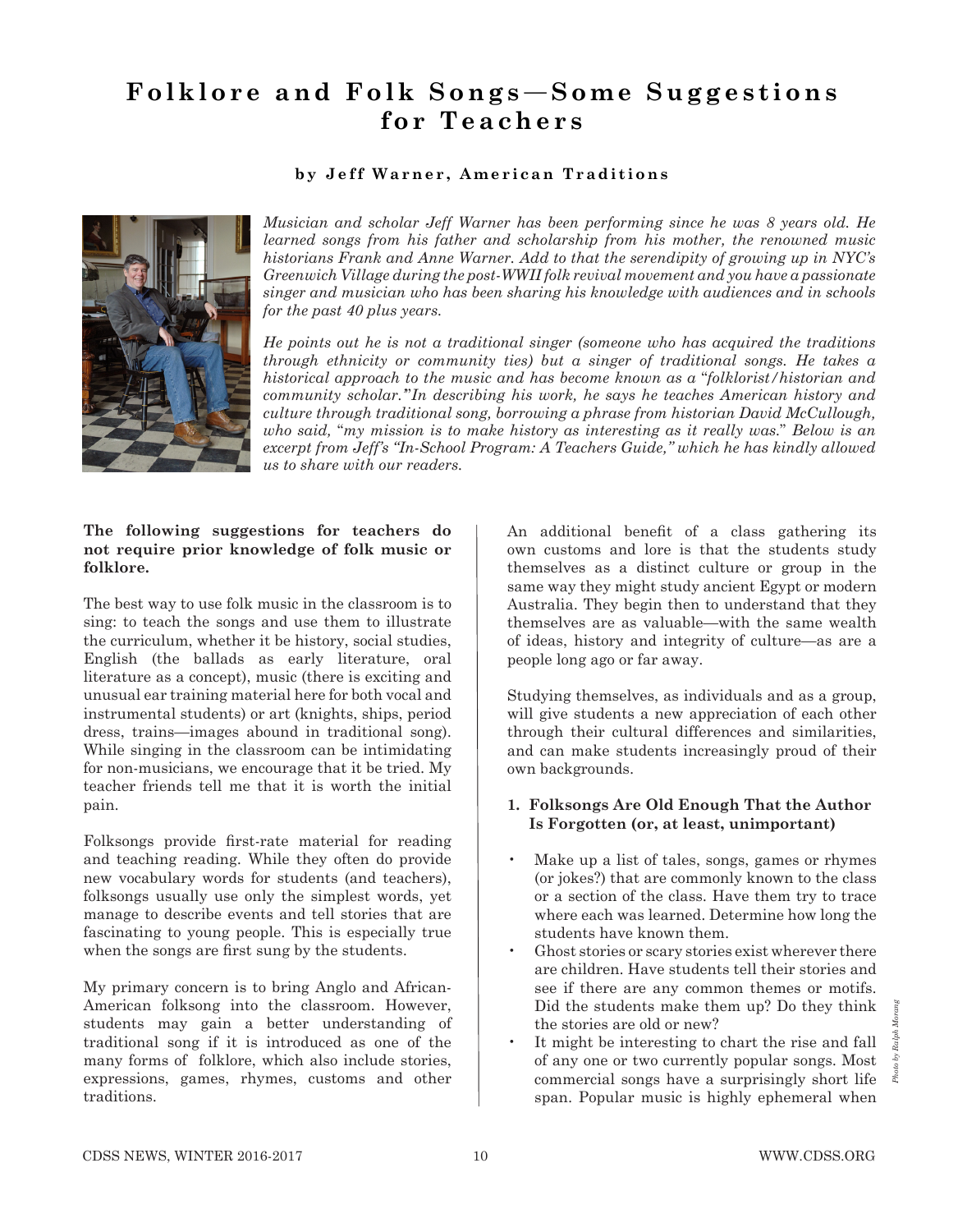# Folklore and Folk Songs—Some Suggestions for Teachers

**by Jeff Warner, American Traditions**

*Musician and scholar Jeff Warner has been performing since he was 8 years old. He learned songs from his father and scholarship from his mother, the renowned music historians Frank and Anne Warner. Add to that the serendipity of growing up in NYC's Greenwich Village during the post-WWII folk revival movement and you have a passionate singer and musician who has been sharing his knowledge with audiences and in schools for the past 40 plus years.*

*He points out he is not a traditional singer (someone who has acquired the traditions through ethnicity or community ties) but a singer of traditional songs. He takes a historical approach to the music and has become known as a "folklorist/historian and community scholar." In describing his work, he says he teaches American history and culture through traditional song, borrowing a phrase from historian David McCullough, who said, "my mission is to make history as interesting as it really was." Below is an excerpt from Jeff's "In-School Program: A Teachers Guide," which he has kindly allowed us to share with our readers.*

Photo by Ralph Morang

**The following suggestions for teachers do not require prior knowledge of folk music or folklore.**

The best way to use folk music in the classroom is to sing: to teach the songs and use them to illustrate the curriculum, whether it be history, social studies, English (the ballads as early literature, oral literature as a concept), music (there is exciting and unusual ear training material here for both vocal and instrumental students) or art (knights, ships, period dress, trains—images abound in traditional song). While singing in the classroom can be intimidating for non-musicians, we encourage that it be tried. My teacher friends tell me that it is worth the initial pain.

Folksongs provide first-rate material for reading and teaching reading. While they often do provide new vocabulary words for students (and teachers), folksongs usually use only the simplest words, yet manage to describe events and tell stories that are fascinating to young people. This is especially true when the songs are first sung by the students.

My primary concern is to bring Anglo and African-American folksong into the classroom. However, students may gain a better understanding of traditional song if it is introduced as one of the many forms of folklore, which also include stories, expressions, games, rhymes, customs and other traditions.

An additional benefit of a class gathering its own customs and lore is that the students study themselves as a distinct culture or group in the same way they might study ancient Egypt or modern Australia. They begin then to understand that they themselves are as valuable—with the same wealth of ideas, history and integrity of culture—as are a people long ago or far away.

Studying themselves, as individuals and as a group, will give students a new appreciation of each other through their cultural differences and similarities, and can make students increasingly proud of their own backgrounds.

**1. Folksongs Are Old Enough That the Author Is Forgotten (or, at least, unimportant)**

- Make up a list of tales, songs, games or rhymes (or jokes?) that are commonly known to the class or a section of the class. Have them try to trace where each was learned. Determine how long the students have known them.
- Ghost stories or scary stories exist wherever there are children. Have students tell their stories and see if there are any common themes or motifs. Did the students make them up? Do they think the stories are old or new?
- It might be interesting to chart the rise and fall of any one or two currently popular songs. Most commercial songs have a surprisingly short life span. Popular music is highly ephemeral when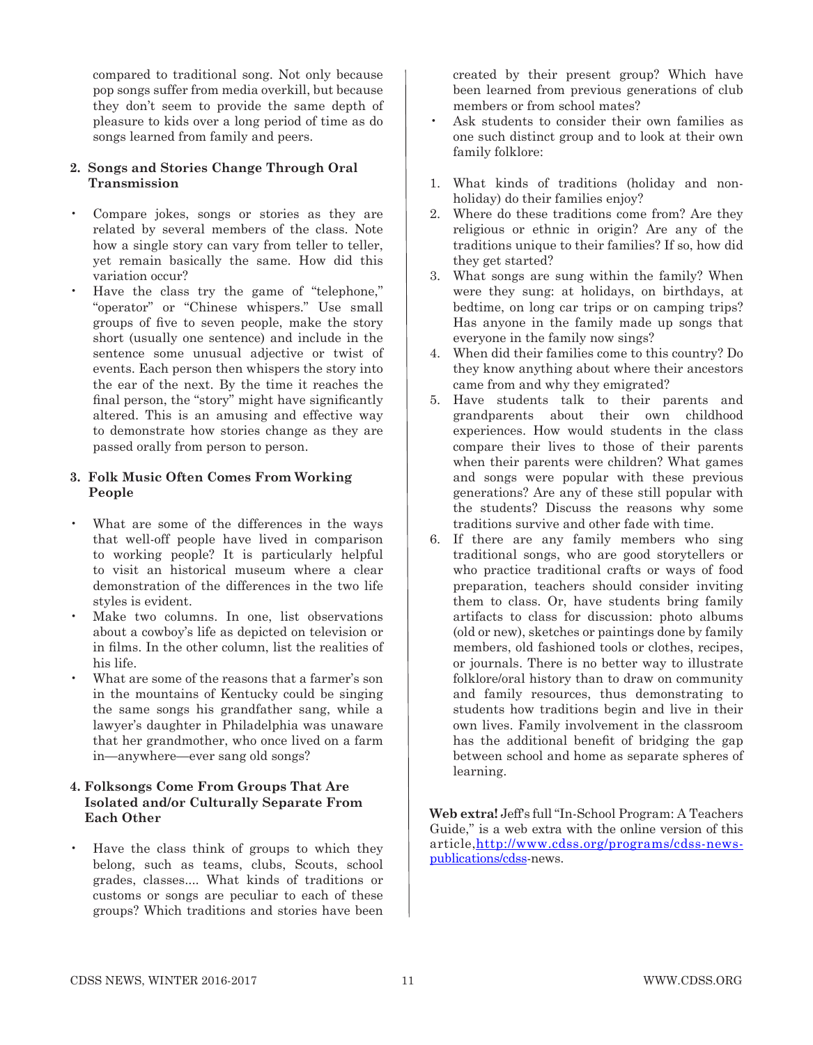compared to traditional song. Not only because pop songs suffer from media overkill, but because they don't seem to provide the same depth of pleasure to kids over a long period of time as do songs learned from family and peers.

**2. Songs and Stories Change Through Oral Transmission**

- Compare jokes, songs or stories as they are related by several members of the class. Note how a single story can vary from teller to teller, yet remain basically the same. How did this variation occur?
- Have the class try the game of "telephone," "operator" or "Chinese whispers." Use small groups of five to seven people, make the story short (usually one sentence) and include in the sentence some unusual adjective or twist of events. Each person then whispers the story into the ear of the next. By the time it reaches the final person, the "story" might have significantly altered. This is an amusing and effective way to demonstrate how stories change as they are passed orally from person to person.

**3. Folk Music Often Comes From Working People**

- What are some of the differences in the ways that well-off people have lived in comparison to working people? It is particularly helpful to visit an historical museum where a clear demonstration of the differences in the two life styles is evident.
- Make two columns. In one, list observations about a cowboy's life as depicted on television or in films. In the other column, list the realities of his life.
- What are some of the reasons that a farmer's son in the mountains of Kentucky could be singing the same songs his grandfather sang, while a lawyer's daughter in Philadelphia was unaware that her grandmother, who once lived on a farm in—anywhere—ever sang old songs?

**4. Folksongs Come From Groups That Are Isolated and/or Culturally Separate From Each Other**

- Have the class think of groups to which they belong, such as teams, clubs, Scouts, school grades, classes.... What kinds of traditions or customs or songs are peculiar to each of these groups? Which traditions and stories have been created by their present group? Which have been learned from previous generations of club members or from school mates?
- Ask students to consider their own families as one such distinct group and to look at their own family folklore:

1. What kinds of traditions (holiday and non-holiday) do their families enjoy?
2. Where do these traditions come from? Are they religious or ethnic in origin? Are any of the traditions unique to their families? If so, how did they get started?
3. What songs are sung within the family? When were they sung: at holidays, on birthdays, at bedtime, on long car trips or on camping trips? Has anyone in the family made up songs that everyone in the family now sings?
4. When did their families come to this country? Do they know anything about where their ancestors came from and why they emigrated?
5. Have students talk to their parents and grandparents about their own childhood experiences. How would students in the class compare their lives to those of their parents when their parents were children? What games and songs were popular with these previous generations? Are any of these still popular with the students? Discuss the reasons why some traditions survive and other fade with time.
6. If there are any family members who sing traditional songs, who are good storytellers or who practice traditional crafts or ways of food preparation, teachers should consider inviting them to class. Or, have students bring family artifacts to class for discussion: photo albums (old or new), sketches or paintings done by family members, old fashioned tools or clothes, recipes, or journals. There is no better way to illustrate folklore/oral history than to draw on community and family resources, thus demonstrating to students how traditions begin and live in their own lives. Family involvement in the classroom has the additional benefit of bridging the gap between school and home as separate spheres of learning.

**Web extra!** Jeff's full "In-School Program: A Teachers Guide," is a web extra with the online version of this article, http://www.cdss.org/programs/cdss-news-publications/cdss-news.